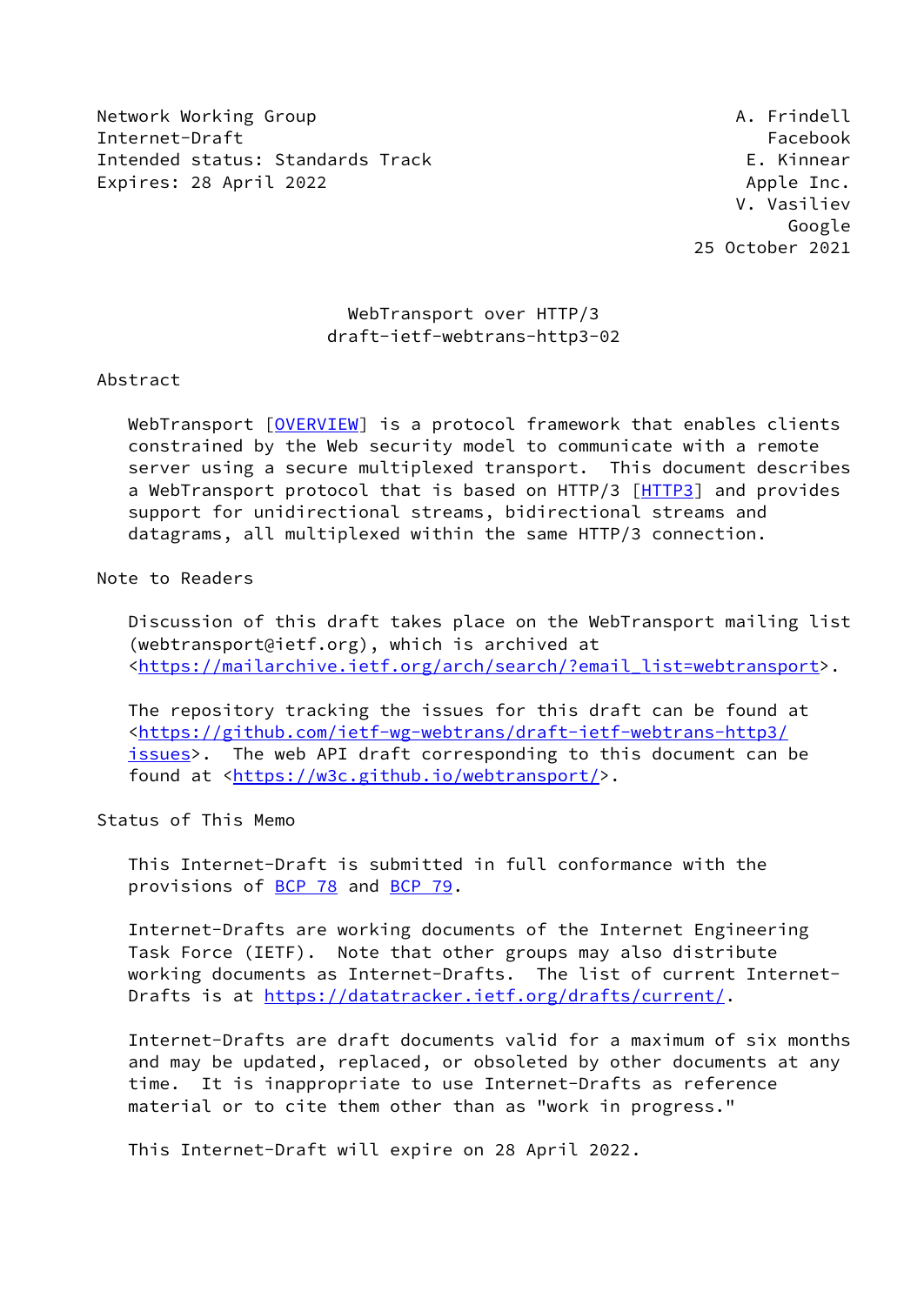Network Working Group A. Frindell
Internet-Draft Facebook
Intended status: Standards Track E. Kinnear
Expires: 28 April 2022 Apple Inc.
V. Vasiliev
Google
25 October 2021

# WebTransport over HTTP/3
## draft-ietf-webtrans-http3-02

## Abstract

WebTransport [OVERVIEW] is a protocol framework that enables clients constrained by the Web security model to communicate with a remote server using a secure multiplexed transport. This document describes a WebTransport protocol that is based on HTTP/3 [HTTP3] and provides support for unidirectional streams, bidirectional streams and datagrams, all multiplexed within the same HTTP/3 connection.

## Note to Readers

Discussion of this draft takes place on the WebTransport mailing list (webtransport@ietf.org), which is archived at <https://mailarchive.ietf.org/arch/search/?email_list=webtransport>.

The repository tracking the issues for this draft can be found at <https://github.com/ietf-wg-webtrans/draft-ietf-webtrans-http3/issues>. The web API draft corresponding to this document can be found at <https://w3c.github.io/webtransport/>.

## Status of This Memo

This Internet-Draft is submitted in full conformance with the provisions of BCP 78 and BCP 79.

Internet-Drafts are working documents of the Internet Engineering Task Force (IETF). Note that other groups may also distribute working documents as Internet-Drafts. The list of current Internet-Drafts is at https://datatracker.ietf.org/drafts/current/.

Internet-Drafts are draft documents valid for a maximum of six months and may be updated, replaced, or obsoleted by other documents at any time. It is inappropriate to use Internet-Drafts as reference material or to cite them other than as "work in progress."

This Internet-Draft will expire on 28 April 2022.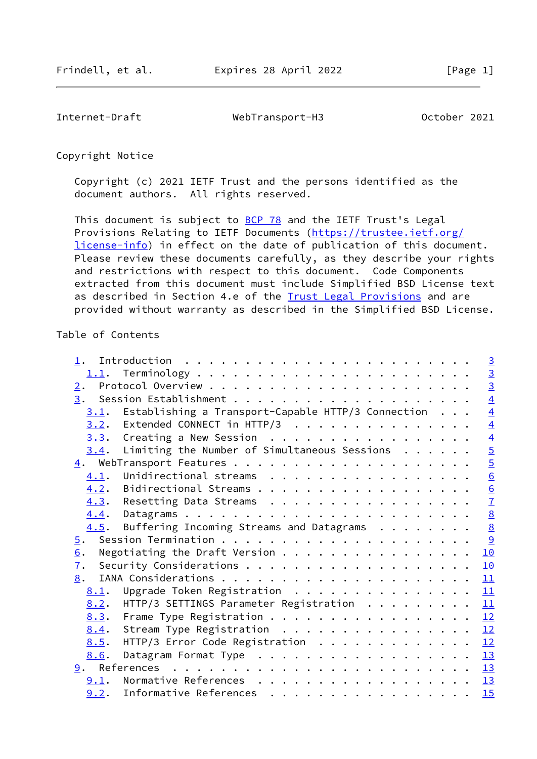## Copyright Notice

Copyright (c) 2021 IETF Trust and the persons identified as the document authors. All rights reserved.

This document is subject to BCP 78 and the IETF Trust's Legal Provisions Relating to IETF Documents (https://trustee.ietf.org/license-info) in effect on the date of publication of this document. Please review these documents carefully, as they describe your rights and restrictions with respect to this document. Code Components extracted from this document must include Simplified BSD License text as described in Section 4.e of the Trust Legal Provisions and are provided without warranty as described in the Simplified BSD License.

## Table of Contents

- 1. Introduction . . . . . . . . . . . . . . . . . . . . . . . . 3
  - 1.1. Terminology . . . . . . . . . . . . . . . . . . . . . . 3
- 2. Protocol Overview . . . . . . . . . . . . . . . . . . . . . 3
- 3. Session Establishment . . . . . . . . . . . . . . . . . . . 4
  - 3.1. Establishing a Transport-Capable HTTP/3 Connection . . . 4
  - 3.2. Extended CONNECT in HTTP/3 . . . . . . . . . . . . . . . 4
  - 3.3. Creating a New Session . . . . . . . . . . . . . . . . . 4
  - 3.4. Limiting the Number of Simultaneous Sessions . . . . . . 5
- 4. WebTransport Features . . . . . . . . . . . . . . . . . . . 5
  - 4.1. Unidirectional streams . . . . . . . . . . . . . . . . . 6
  - 4.2. Bidirectional Streams . . . . . . . . . . . . . . . . . 6
  - 4.3. Resetting Data Streams . . . . . . . . . . . . . . . . . 7
  - 4.4. Datagrams . . . . . . . . . . . . . . . . . . . . . . . 8
  - 4.5. Buffering Incoming Streams and Datagrams . . . . . . . . 8
- 5. Session Termination . . . . . . . . . . . . . . . . . . . . 9
- 6. Negotiating the Draft Version . . . . . . . . . . . . . . . 10
- 7. Security Considerations . . . . . . . . . . . . . . . . . . 10
- 8. IANA Considerations . . . . . . . . . . . . . . . . . . . . 11
  - 8.1. Upgrade Token Registration . . . . . . . . . . . . . . . 11
  - 8.2. HTTP/3 SETTINGS Parameter Registration . . . . . . . . . 11
  - 8.3. Frame Type Registration . . . . . . . . . . . . . . . . 12
  - 8.4. Stream Type Registration . . . . . . . . . . . . . . . . 12
  - 8.5. HTTP/3 Error Code Registration . . . . . . . . . . . . . 12
  - 8.6. Datagram Format Type . . . . . . . . . . . . . . . . . . 13
- 9. References . . . . . . . . . . . . . . . . . . . . . . . . . 13
  - 9.1. Normative References . . . . . . . . . . . . . . . . . . 13
  - 9.2. Informative References . . . . . . . . . . . . . . . . . 15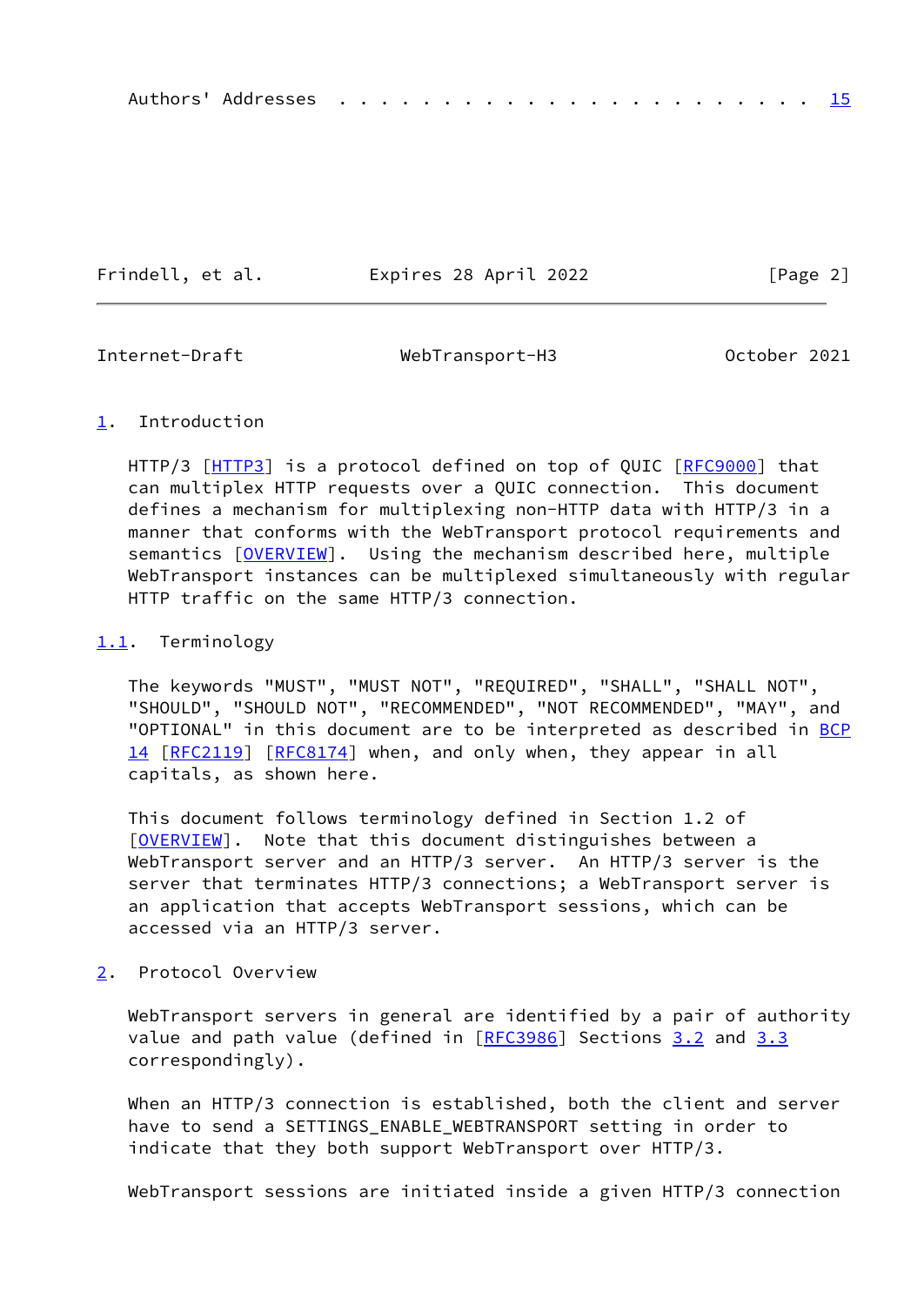Authors' Addresses . . . . . . . . . . . . . . . . . . . . . . . 15

## 1. Introduction

HTTP/3 [HTTP3] is a protocol defined on top of QUIC [RFC9000] that can multiplex HTTP requests over a QUIC connection. This document defines a mechanism for multiplexing non-HTTP data with HTTP/3 in a manner that conforms with the WebTransport protocol requirements and semantics [OVERVIEW]. Using the mechanism described here, multiple WebTransport instances can be multiplexed simultaneously with regular HTTP traffic on the same HTTP/3 connection.

### 1.1. Terminology

The keywords "MUST", "MUST NOT", "REQUIRED", "SHALL", "SHALL NOT", "SHOULD", "SHOULD NOT", "RECOMMENDED", "NOT RECOMMENDED", "MAY", and "OPTIONAL" in this document are to be interpreted as described in BCP 14 [RFC2119] [RFC8174] when, and only when, they appear in all capitals, as shown here.

This document follows terminology defined in Section 1.2 of [OVERVIEW]. Note that this document distinguishes between a WebTransport server and an HTTP/3 server. An HTTP/3 server is the server that terminates HTTP/3 connections; a WebTransport server is an application that accepts WebTransport sessions, which can be accessed via an HTTP/3 server.

## 2. Protocol Overview

WebTransport servers in general are identified by a pair of authority value and path value (defined in [RFC3986] Sections 3.2 and 3.3 correspondingly).

When an HTTP/3 connection is established, both the client and server have to send a SETTINGS_ENABLE_WEBTRANSPORT setting in order to indicate that they both support WebTransport over HTTP/3.

WebTransport sessions are initiated inside a given HTTP/3 connection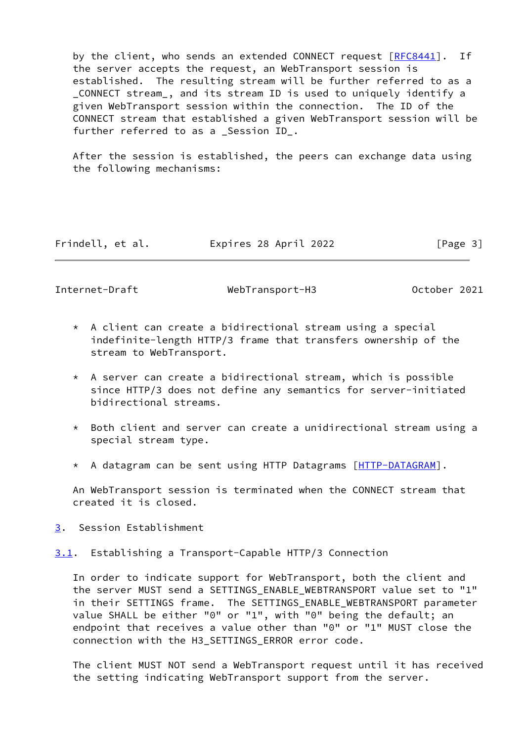by the client, who sends an extended CONNECT request [RFC8441]. If the server accepts the request, an WebTransport session is established. The resulting stream will be further referred to as a _CONNECT stream_, and its stream ID is used to uniquely identify a given WebTransport session within the connection. The ID of the CONNECT stream that established a given WebTransport session will be further referred to as a _Session ID_.

After the session is established, the peers can exchange data using the following mechanisms:

* A client can create a bidirectional stream using a special indefinite-length HTTP/3 frame that transfers ownership of the stream to WebTransport.

* A server can create a bidirectional stream, which is possible since HTTP/3 does not define any semantics for server-initiated bidirectional streams.

* Both client and server can create a unidirectional stream using a special stream type.

* A datagram can be sent using HTTP Datagrams [HTTP-DATAGRAM].

An WebTransport session is terminated when the CONNECT stream that created it is closed.

## 3. Session Establishment

### 3.1. Establishing a Transport-Capable HTTP/3 Connection

In order to indicate support for WebTransport, both the client and the server MUST send a SETTINGS_ENABLE_WEBTRANSPORT value set to "1" in their SETTINGS frame. The SETTINGS_ENABLE_WEBTRANSPORT parameter value SHALL be either "0" or "1", with "0" being the default; an endpoint that receives a value other than "0" or "1" MUST close the connection with the H3_SETTINGS_ERROR error code.

The client MUST NOT send a WebTransport request until it has received the setting indicating WebTransport support from the server.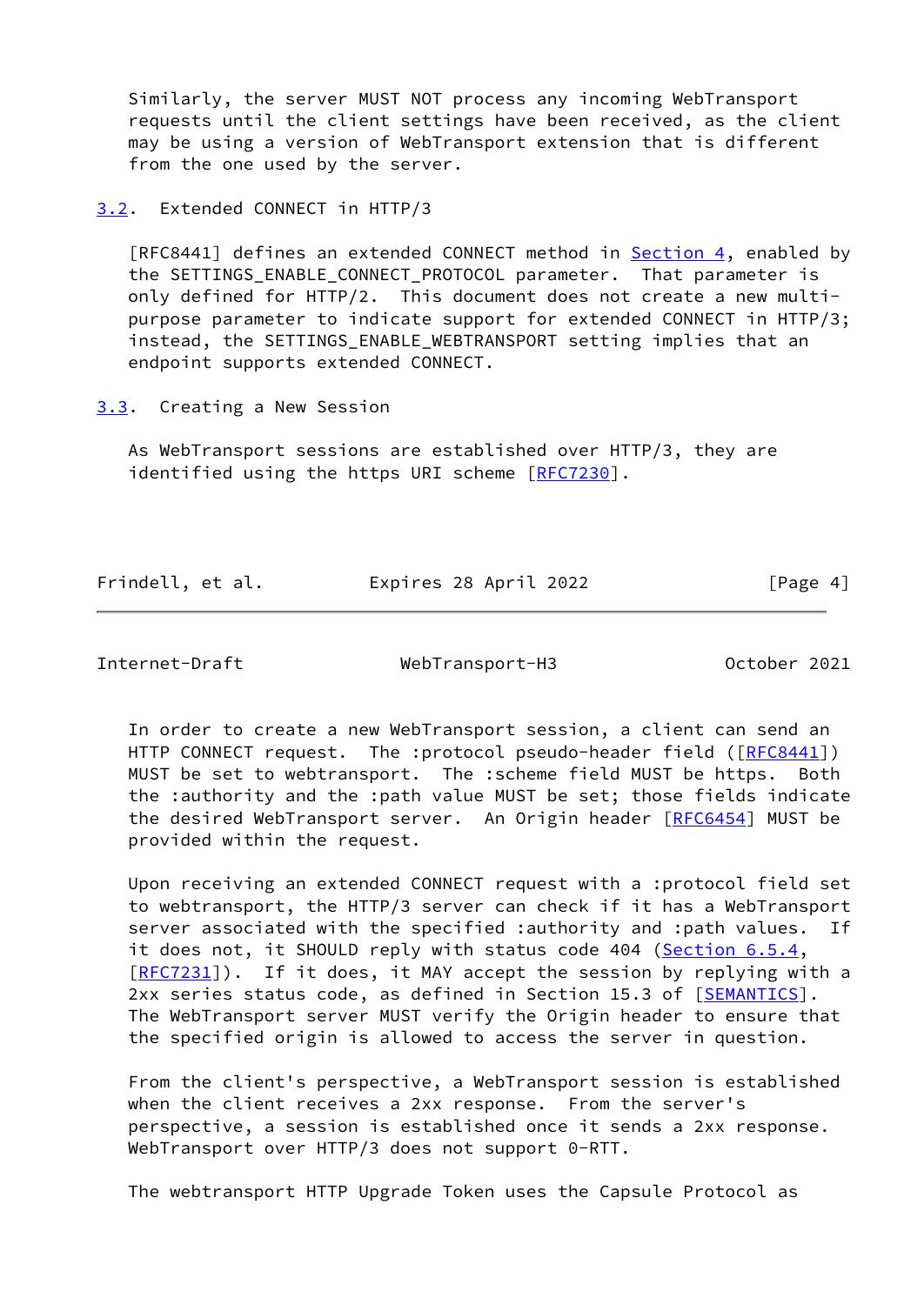Similarly, the server MUST NOT process any incoming WebTransport requests until the client settings have been received, as the client may be using a version of WebTransport extension that is different from the one used by the server.

### 3.2. Extended CONNECT in HTTP/3

[RFC8441] defines an extended CONNECT method in Section 4, enabled by the SETTINGS_ENABLE_CONNECT_PROTOCOL parameter. That parameter is only defined for HTTP/2. This document does not create a new multi-purpose parameter to indicate support for extended CONNECT in HTTP/3; instead, the SETTINGS_ENABLE_WEBTRANSPORT setting implies that an endpoint supports extended CONNECT.

### 3.3. Creating a New Session

As WebTransport sessions are established over HTTP/3, they are identified using the https URI scheme [RFC7230].

In order to create a new WebTransport session, a client can send an HTTP CONNECT request. The :protocol pseudo-header field ([RFC8441]) MUST be set to webtransport. The :scheme field MUST be https. Both the :authority and the :path value MUST be set; those fields indicate the desired WebTransport server. An Origin header [RFC6454] MUST be provided within the request.

Upon receiving an extended CONNECT request with a :protocol field set to webtransport, the HTTP/3 server can check if it has a WebTransport server associated with the specified :authority and :path values. If it does not, it SHOULD reply with status code 404 (Section 6.5.4, [RFC7231]). If it does, it MAY accept the session by replying with a 2xx series status code, as defined in Section 15.3 of [SEMANTICS]. The WebTransport server MUST verify the Origin header to ensure that the specified origin is allowed to access the server in question.

From the client's perspective, a WebTransport session is established when the client receives a 2xx response. From the server's perspective, a session is established once it sends a 2xx response. WebTransport over HTTP/3 does not support 0-RTT.

The webtransport HTTP Upgrade Token uses the Capsule Protocol as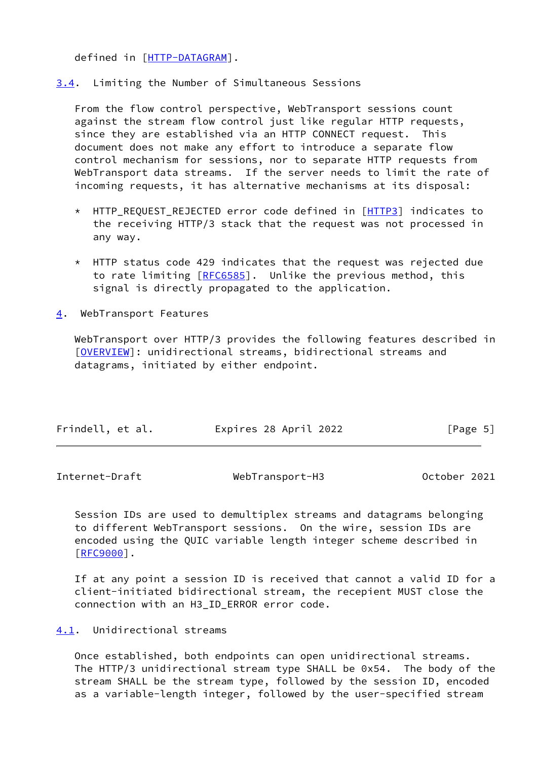defined in [HTTP-DATAGRAM].

### 3.4. Limiting the Number of Simultaneous Sessions

From the flow control perspective, WebTransport sessions count against the stream flow control just like regular HTTP requests, since they are established via an HTTP CONNECT request. This document does not make any effort to introduce a separate flow control mechanism for sessions, nor to separate HTTP requests from WebTransport data streams. If the server needs to limit the rate of incoming requests, it has alternative mechanisms at its disposal:

* HTTP_REQUEST_REJECTED error code defined in [HTTP3] indicates to the receiving HTTP/3 stack that the request was not processed in any way.

* HTTP status code 429 indicates that the request was rejected due to rate limiting [RFC6585]. Unlike the previous method, this signal is directly propagated to the application.

## 4. WebTransport Features

WebTransport over HTTP/3 provides the following features described in [OVERVIEW]: unidirectional streams, bidirectional streams and datagrams, initiated by either endpoint.

Session IDs are used to demultiplex streams and datagrams belonging to different WebTransport sessions. On the wire, session IDs are encoded using the QUIC variable length integer scheme described in [RFC9000].

If at any point a session ID is received that cannot a valid ID for a client-initiated bidirectional stream, the recepient MUST close the connection with an H3_ID_ERROR error code.

### 4.1. Unidirectional streams

Once established, both endpoints can open unidirectional streams. The HTTP/3 unidirectional stream type SHALL be 0x54. The body of the stream SHALL be the stream type, followed by the session ID, encoded as a variable-length integer, followed by the user-specified stream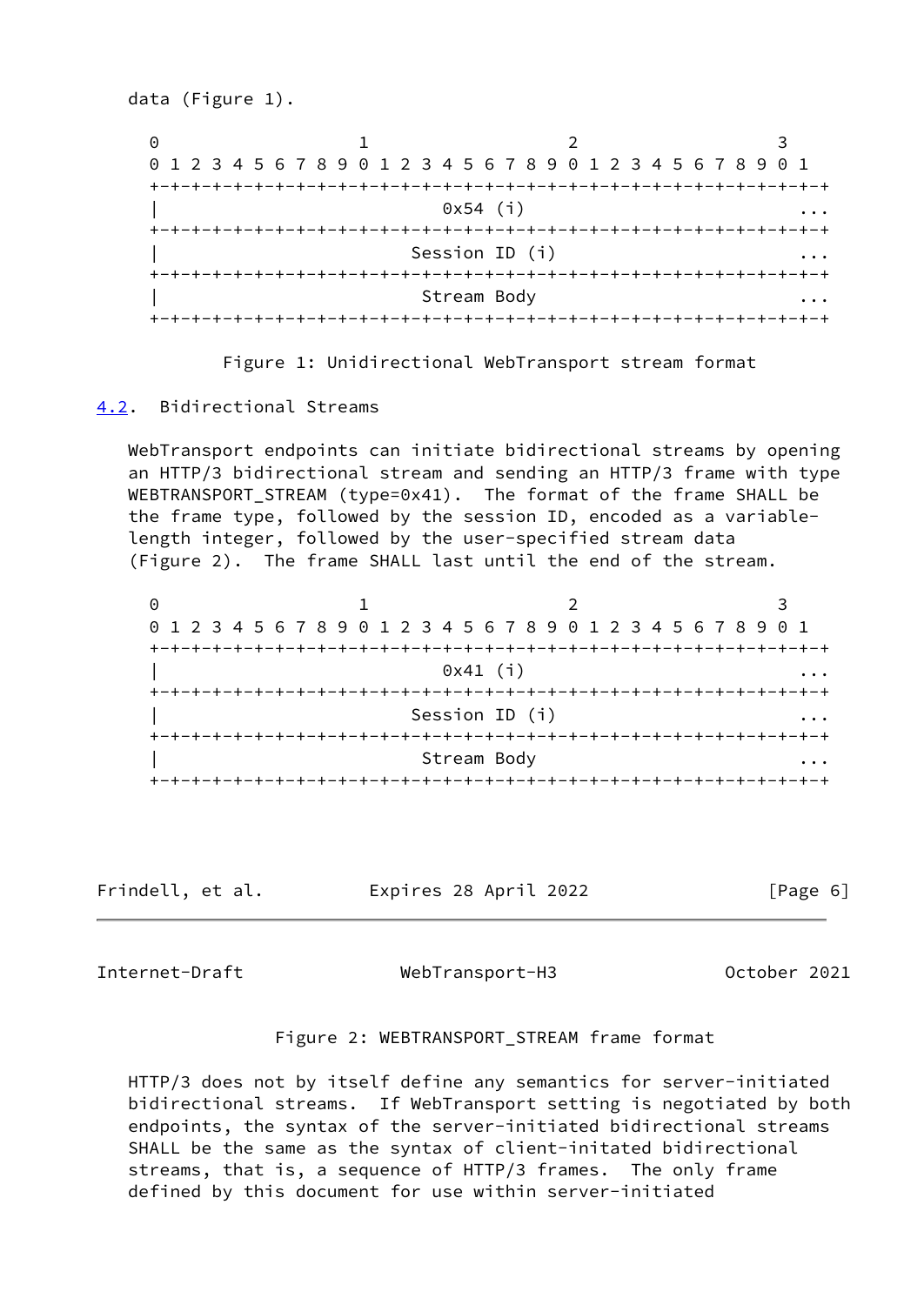data (Figure 1).

```
 0                   1                   2                   3
 0 1 2 3 4 5 6 7 8 9 0 1 2 3 4 5 6 7 8 9 0 1 2 3 4 5 6 7 8 9 0 1
+-+-+-+-+-+-+-+-+-+-+-+-+-+-+-+-+-+-+-+-+-+-+-+-+-+-+-+-+-+-+-+-+
|                           0x54 (i)                          ...
+-+-+-+-+-+-+-+-+-+-+-+-+-+-+-+-+-+-+-+-+-+-+-+-+-+-+-+-+-+-+-+-+
|                        Session ID (i)                       ...
+-+-+-+-+-+-+-+-+-+-+-+-+-+-+-+-+-+-+-+-+-+-+-+-+-+-+-+-+-+-+-+-+
|                         Stream Body                         ...
+-+-+-+-+-+-+-+-+-+-+-+-+-+-+-+-+-+-+-+-+-+-+-+-+-+-+-+-+-+-+-+-+
```

Figure 1: Unidirectional WebTransport stream format

## 4.2. Bidirectional Streams

WebTransport endpoints can initiate bidirectional streams by opening an HTTP/3 bidirectional stream and sending an HTTP/3 frame with type WEBTRANSPORT_STREAM (type=0x41). The format of the frame SHALL be the frame type, followed by the session ID, encoded as a variable-length integer, followed by the user-specified stream data (Figure 2). The frame SHALL last until the end of the stream.

```
 0                   1                   2                   3
 0 1 2 3 4 5 6 7 8 9 0 1 2 3 4 5 6 7 8 9 0 1 2 3 4 5 6 7 8 9 0 1
+-+-+-+-+-+-+-+-+-+-+-+-+-+-+-+-+-+-+-+-+-+-+-+-+-+-+-+-+-+-+-+-+
|                           0x41 (i)                          ...
+-+-+-+-+-+-+-+-+-+-+-+-+-+-+-+-+-+-+-+-+-+-+-+-+-+-+-+-+-+-+-+-+
|                        Session ID (i)                       ...
+-+-+-+-+-+-+-+-+-+-+-+-+-+-+-+-+-+-+-+-+-+-+-+-+-+-+-+-+-+-+-+-+
|                         Stream Body                         ...
+-+-+-+-+-+-+-+-+-+-+-+-+-+-+-+-+-+-+-+-+-+-+-+-+-+-+-+-+-+-+-+-+
```

Figure 2: WEBTRANSPORT_STREAM frame format

HTTP/3 does not by itself define any semantics for server-initiated bidirectional streams. If WebTransport setting is negotiated by both endpoints, the syntax of the server-initiated bidirectional streams SHALL be the same as the syntax of client-initated bidirectional streams, that is, a sequence of HTTP/3 frames. The only frame defined by this document for use within server-initiated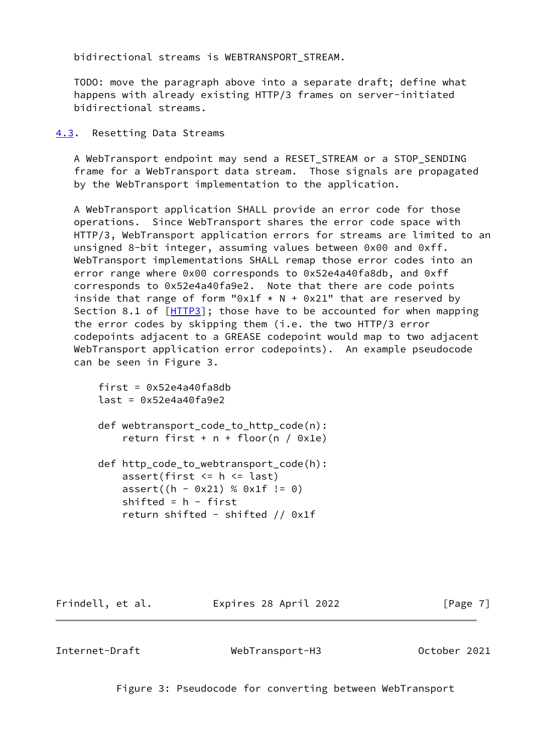bidirectional streams is WEBTRANSPORT_STREAM.

TODO: move the paragraph above into a separate draft; define what happens with already existing HTTP/3 frames on server-initiated bidirectional streams.

### 4.3. Resetting Data Streams

A WebTransport endpoint may send a RESET_STREAM or a STOP_SENDING frame for a WebTransport data stream. Those signals are propagated by the WebTransport implementation to the application.

A WebTransport application SHALL provide an error code for those operations. Since WebTransport shares the error code space with HTTP/3, WebTransport application errors for streams are limited to an unsigned 8-bit integer, assuming values between 0x00 and 0xff. WebTransport implementations SHALL remap those error codes into an error range where 0x00 corresponds to 0x52e4a40fa8db, and 0xff corresponds to 0x52e4a40fa9e2. Note that there are code points inside that range of form "0x1f * N + 0x21" that are reserved by Section 8.1 of [HTTP3]; those have to be accounted for when mapping the error codes by skipping them (i.e. the two HTTP/3 error codepoints adjacent to a GREASE codepoint would map to two adjacent WebTransport application error codepoints). An example pseudocode can be seen in Figure 3.

```
first = 0x52e4a40fa8db
last = 0x52e4a40fa9e2

def webtransport_code_to_http_code(n):
    return first + n + floor(n / 0x1e)

def http_code_to_webtransport_code(h):
    assert(first <= h <= last)
    assert((h - 0x21) % 0x1f != 0)
    shifted = h - first
    return shifted - shifted // 0x1f
```

Figure 3: Pseudocode for converting between WebTransport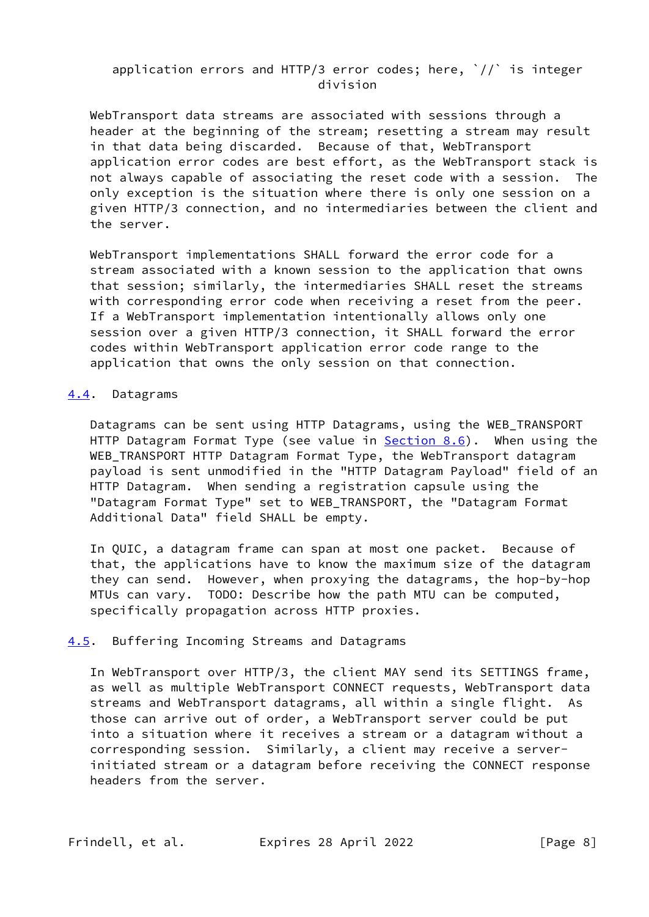application errors and HTTP/3 error codes; here, `//` is integer division

WebTransport data streams are associated with sessions through a header at the beginning of the stream; resetting a stream may result in that data being discarded. Because of that, WebTransport application error codes are best effort, as the WebTransport stack is not always capable of associating the reset code with a session. The only exception is the situation where there is only one session on a given HTTP/3 connection, and no intermediaries between the client and the server.

WebTransport implementations SHALL forward the error code for a stream associated with a known session to the application that owns that session; similarly, the intermediaries SHALL reset the streams with corresponding error code when receiving a reset from the peer. If a WebTransport implementation intentionally allows only one session over a given HTTP/3 connection, it SHALL forward the error codes within WebTransport application error code range to the application that owns the only session on that connection.

## 4.4. Datagrams

Datagrams can be sent using HTTP Datagrams, using the WEB_TRANSPORT HTTP Datagram Format Type (see value in Section 8.6). When using the WEB_TRANSPORT HTTP Datagram Format Type, the WebTransport datagram payload is sent unmodified in the "HTTP Datagram Payload" field of an HTTP Datagram. When sending a registration capsule using the "Datagram Format Type" set to WEB_TRANSPORT, the "Datagram Format Additional Data" field SHALL be empty.

In QUIC, a datagram frame can span at most one packet. Because of that, the applications have to know the maximum size of the datagram they can send. However, when proxying the datagrams, the hop-by-hop MTUs can vary. TODO: Describe how the path MTU can be computed, specifically propagation across HTTP proxies.

## 4.5. Buffering Incoming Streams and Datagrams

In WebTransport over HTTP/3, the client MAY send its SETTINGS frame, as well as multiple WebTransport CONNECT requests, WebTransport data streams and WebTransport datagrams, all within a single flight. As those can arrive out of order, a WebTransport server could be put into a situation where it receives a stream or a datagram without a corresponding session. Similarly, a client may receive a server-initiated stream or a datagram before receiving the CONNECT response headers from the server.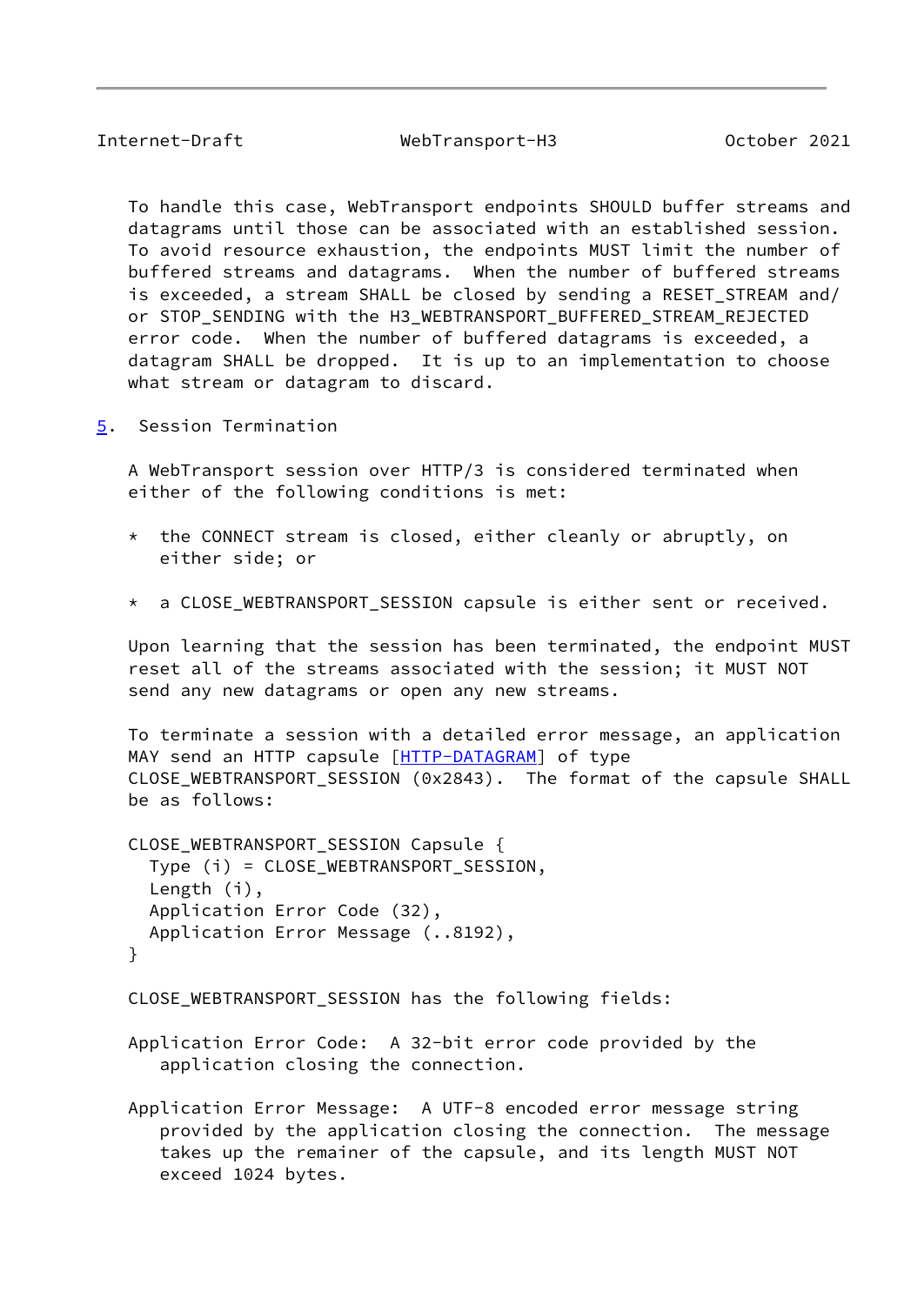To handle this case, WebTransport endpoints SHOULD buffer streams and datagrams until those can be associated with an established session. To avoid resource exhaustion, the endpoints MUST limit the number of buffered streams and datagrams. When the number of buffered streams is exceeded, a stream SHALL be closed by sending a RESET_STREAM and/or STOP_SENDING with the H3_WEBTRANSPORT_BUFFERED_STREAM_REJECTED error code. When the number of buffered datagrams is exceeded, a datagram SHALL be dropped. It is up to an implementation to choose what stream or datagram to discard.

## 5. Session Termination

A WebTransport session over HTTP/3 is considered terminated when either of the following conditions is met:

* the CONNECT stream is closed, either cleanly or abruptly, on either side; or

* a CLOSE_WEBTRANSPORT_SESSION capsule is either sent or received.

Upon learning that the session has been terminated, the endpoint MUST reset all of the streams associated with the session; it MUST NOT send any new datagrams or open any new streams.

To terminate a session with a detailed error message, an application MAY send an HTTP capsule [HTTP-DATAGRAM] of type CLOSE_WEBTRANSPORT_SESSION (0x2843). The format of the capsule SHALL be as follows:

```
CLOSE_WEBTRANSPORT_SESSION Capsule {
  Type (i) = CLOSE_WEBTRANSPORT_SESSION,
  Length (i),
  Application Error Code (32),
  Application Error Message (..8192),
}
```

CLOSE_WEBTRANSPORT_SESSION has the following fields:

Application Error Code: A 32-bit error code provided by the application closing the connection.

Application Error Message: A UTF-8 encoded error message string provided by the application closing the connection. The message takes up the remainer of the capsule, and its length MUST NOT exceed 1024 bytes.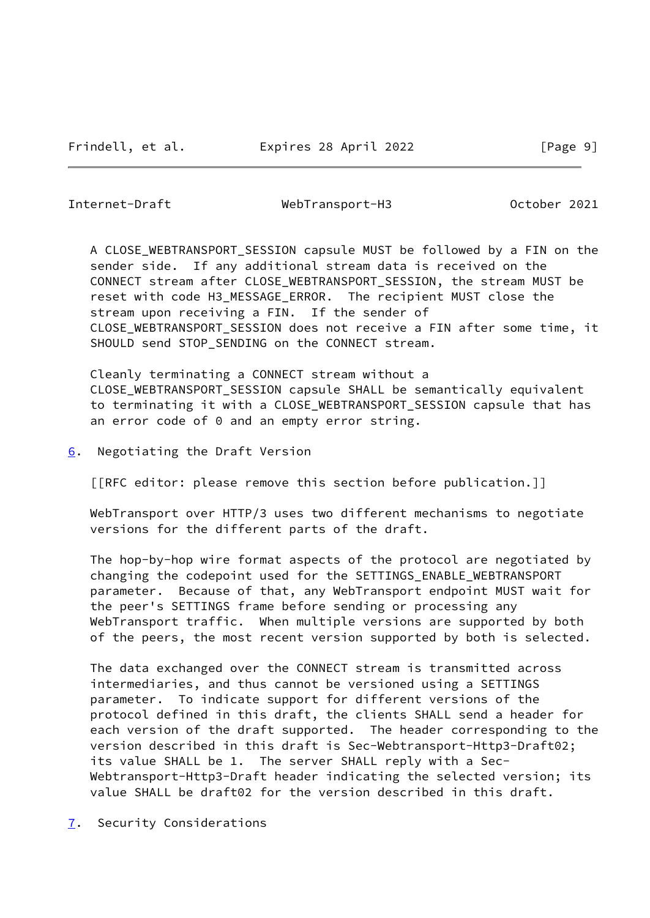A CLOSE_WEBTRANSPORT_SESSION capsule MUST be followed by a FIN on the sender side. If any additional stream data is received on the CONNECT stream after CLOSE_WEBTRANSPORT_SESSION, the stream MUST be reset with code H3_MESSAGE_ERROR. The recipient MUST close the stream upon receiving a FIN. If the sender of CLOSE_WEBTRANSPORT_SESSION does not receive a FIN after some time, it SHOULD send STOP_SENDING on the CONNECT stream.

Cleanly terminating a CONNECT stream without a CLOSE_WEBTRANSPORT_SESSION capsule SHALL be semantically equivalent to terminating it with a CLOSE_WEBTRANSPORT_SESSION capsule that has an error code of 0 and an empty error string.

## 6. Negotiating the Draft Version

[[RFC editor: please remove this section before publication.]]

WebTransport over HTTP/3 uses two different mechanisms to negotiate versions for the different parts of the draft.

The hop-by-hop wire format aspects of the protocol are negotiated by changing the codepoint used for the SETTINGS_ENABLE_WEBTRANSPORT parameter. Because of that, any WebTransport endpoint MUST wait for the peer's SETTINGS frame before sending or processing any WebTransport traffic. When multiple versions are supported by both of the peers, the most recent version supported by both is selected.

The data exchanged over the CONNECT stream is transmitted across intermediaries, and thus cannot be versioned using a SETTINGS parameter. To indicate support for different versions of the protocol defined in this draft, the clients SHALL send a header for each version of the draft supported. The header corresponding to the version described in this draft is Sec-Webtransport-Http3-Draft02; its value SHALL be 1. The server SHALL reply with a Sec-Webtransport-Http3-Draft header indicating the selected version; its value SHALL be draft02 for the version described in this draft.

## 7. Security Considerations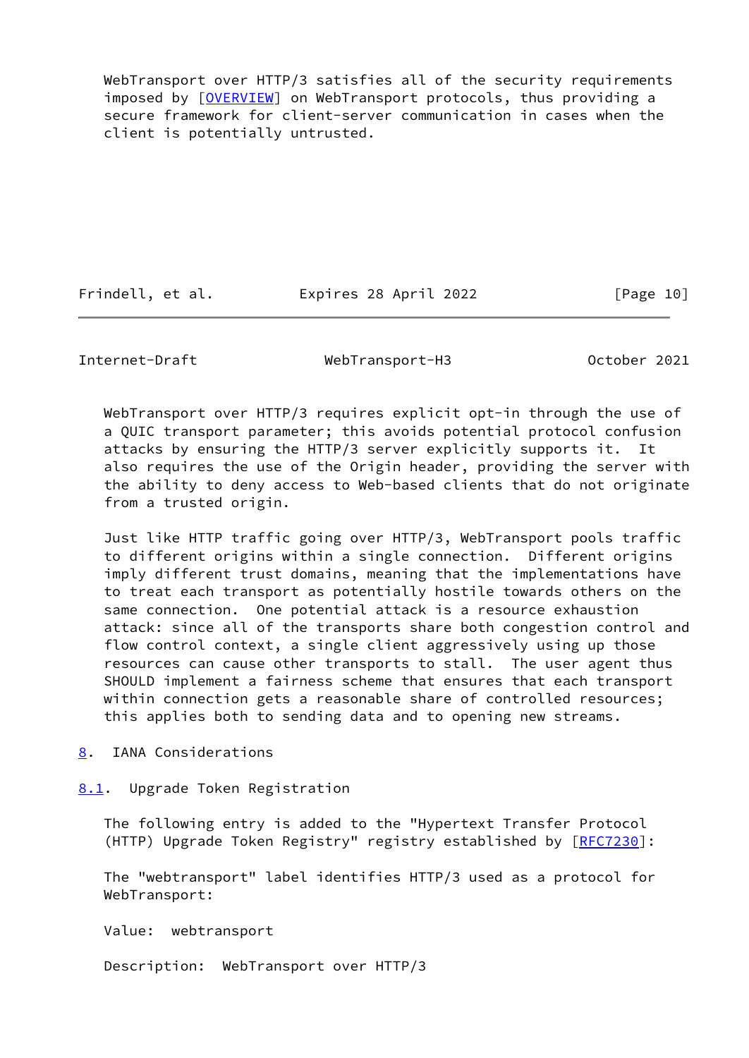WebTransport over HTTP/3 satisfies all of the security requirements imposed by [OVERVIEW] on WebTransport protocols, thus providing a secure framework for client-server communication in cases when the client is potentially untrusted.

WebTransport over HTTP/3 requires explicit opt-in through the use of a QUIC transport parameter; this avoids potential protocol confusion attacks by ensuring the HTTP/3 server explicitly supports it. It also requires the use of the Origin header, providing the server with the ability to deny access to Web-based clients that do not originate from a trusted origin.

Just like HTTP traffic going over HTTP/3, WebTransport pools traffic to different origins within a single connection. Different origins imply different trust domains, meaning that the implementations have to treat each transport as potentially hostile towards others on the same connection. One potential attack is a resource exhaustion attack: since all of the transports share both congestion control and flow control context, a single client aggressively using up those resources can cause other transports to stall. The user agent thus SHOULD implement a fairness scheme that ensures that each transport within connection gets a reasonable share of controlled resources; this applies both to sending data and to opening new streams.

## 8. IANA Considerations

### 8.1. Upgrade Token Registration

The following entry is added to the "Hypertext Transfer Protocol (HTTP) Upgrade Token Registry" registry established by [RFC7230]:

The "webtransport" label identifies HTTP/3 used as a protocol for WebTransport:

Value: webtransport

Description: WebTransport over HTTP/3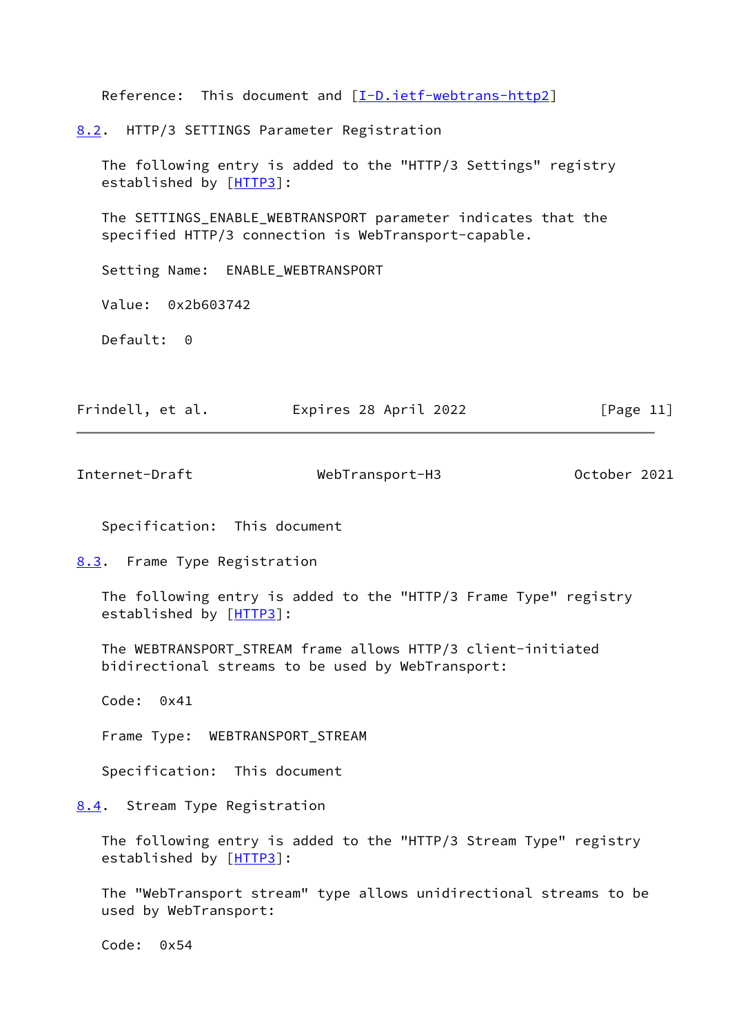Reference: This document and [I-D.ietf-webtrans-http2]

## 8.2. HTTP/3 SETTINGS Parameter Registration

The following entry is added to the "HTTP/3 Settings" registry established by [HTTP3]:

The SETTINGS_ENABLE_WEBTRANSPORT parameter indicates that the specified HTTP/3 connection is WebTransport-capable.

Setting Name: ENABLE_WEBTRANSPORT

Value: 0x2b603742

Default: 0

Specification: This document

## 8.3. Frame Type Registration

The following entry is added to the "HTTP/3 Frame Type" registry established by [HTTP3]:

The WEBTRANSPORT_STREAM frame allows HTTP/3 client-initiated bidirectional streams to be used by WebTransport:

Code: 0x41

Frame Type: WEBTRANSPORT_STREAM

Specification: This document

## 8.4. Stream Type Registration

The following entry is added to the "HTTP/3 Stream Type" registry established by [HTTP3]:

The "WebTransport stream" type allows unidirectional streams to be used by WebTransport:

Code: 0x54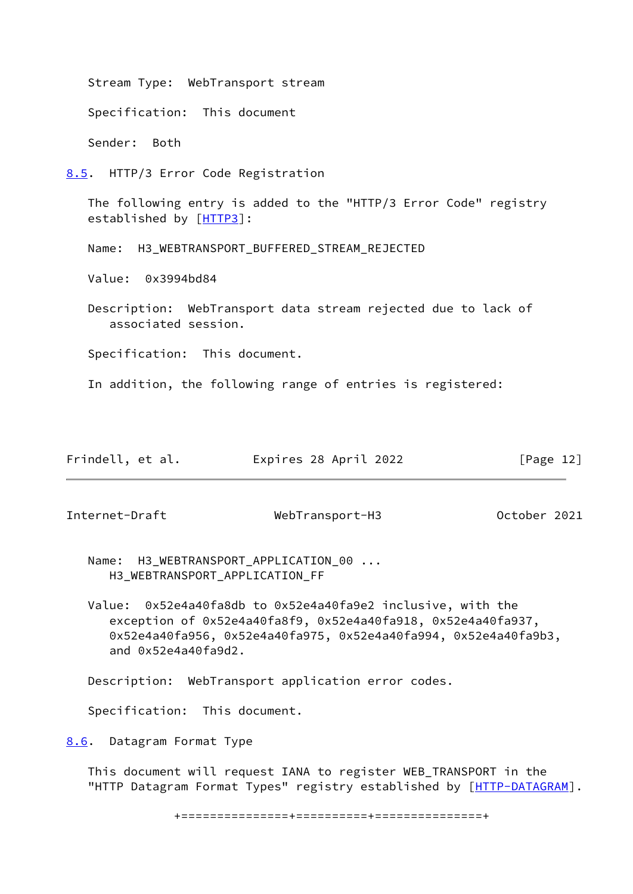Stream Type: WebTransport stream

Specification: This document

Sender: Both

### 8.5. HTTP/3 Error Code Registration

The following entry is added to the "HTTP/3 Error Code" registry established by [HTTP3]:

Name: H3_WEBTRANSPORT_BUFFERED_STREAM_REJECTED

Value: 0x3994bd84

Description: WebTransport data stream rejected due to lack of associated session.

Specification: This document.

In addition, the following range of entries is registered:

Name: H3_WEBTRANSPORT_APPLICATION_00 ... H3_WEBTRANSPORT_APPLICATION_FF

Value: 0x52e4a40fa8db to 0x52e4a40fa9e2 inclusive, with the exception of 0x52e4a40fa8f9, 0x52e4a40fa918, 0x52e4a40fa937, 0x52e4a40fa956, 0x52e4a40fa975, 0x52e4a40fa994, 0x52e4a40fa9b3, and 0x52e4a40fa9d2.

Description: WebTransport application error codes.

Specification: This document.

### 8.6. Datagram Format Type

This document will request IANA to register WEB_TRANSPORT in the "HTTP Datagram Format Types" registry established by [HTTP-DATAGRAM].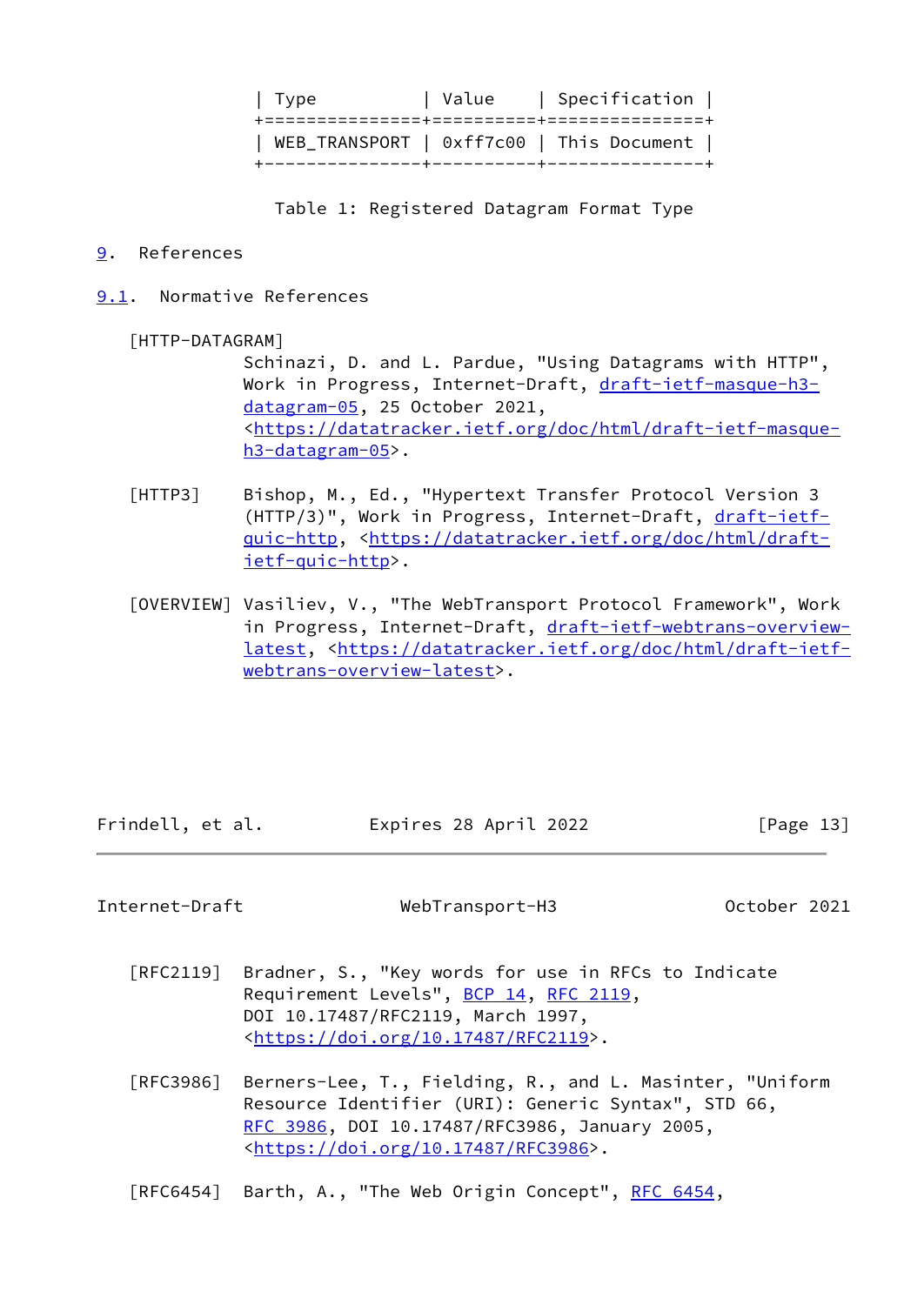| Type | Value | Specification |
|---|---|---|
| WEB_TRANSPORT | 0xff7c00 | This Document |

Table 1: Registered Datagram Format Type

# 9. References

## 9.1. Normative References

[HTTP-DATAGRAM]
Schinazi, D. and L. Pardue, "Using Datagrams with HTTP", Work in Progress, Internet-Draft, draft-ietf-masque-h3-datagram-05, 25 October 2021, <https://datatracker.ietf.org/doc/html/draft-ietf-masque-h3-datagram-05>.

[HTTP3] Bishop, M., Ed., "Hypertext Transfer Protocol Version 3 (HTTP/3)", Work in Progress, Internet-Draft, draft-ietf-quic-http, <https://datatracker.ietf.org/doc/html/draft-ietf-quic-http>.

[OVERVIEW] Vasiliev, V., "The WebTransport Protocol Framework", Work in Progress, Internet-Draft, draft-ietf-webtrans-overview-latest, <https://datatracker.ietf.org/doc/html/draft-ietf-webtrans-overview-latest>.

[RFC2119] Bradner, S., "Key words for use in RFCs to Indicate Requirement Levels", BCP 14, RFC 2119, DOI 10.17487/RFC2119, March 1997, <https://doi.org/10.17487/RFC2119>.

[RFC3986] Berners-Lee, T., Fielding, R., and L. Masinter, "Uniform Resource Identifier (URI): Generic Syntax", STD 66, RFC 3986, DOI 10.17487/RFC3986, January 2005, <https://doi.org/10.17487/RFC3986>.

[RFC6454] Barth, A., "The Web Origin Concept", RFC 6454,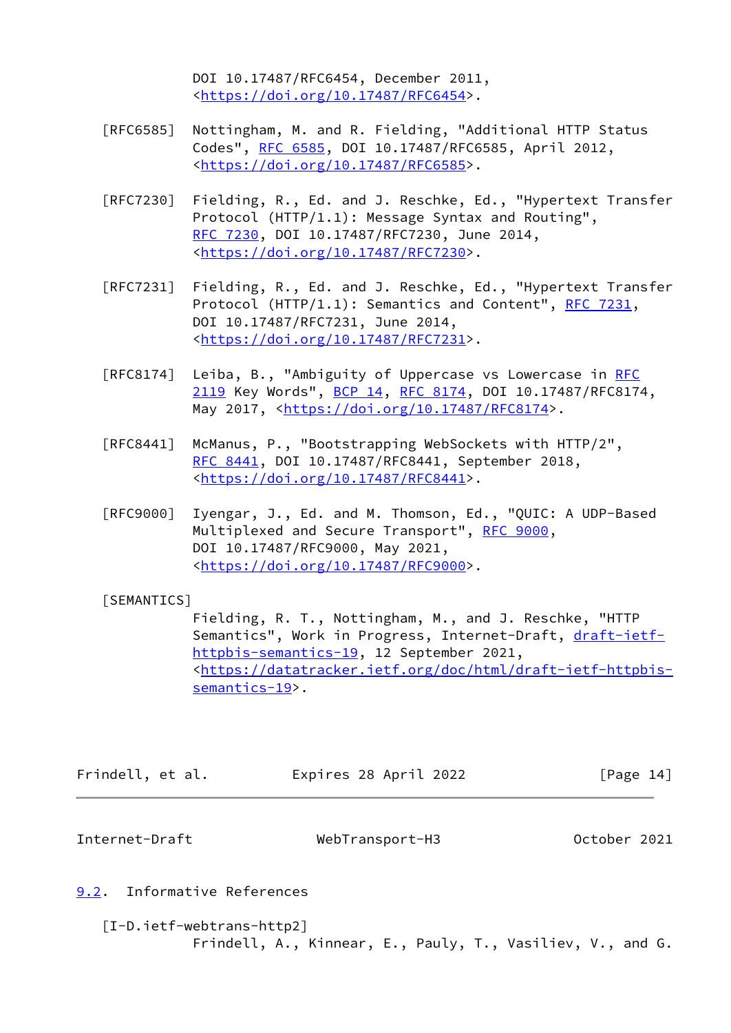DOI 10.17487/RFC6454, December 2011,
<https://doi.org/10.17487/RFC6454>.

[RFC6585] Nottingham, M. and R. Fielding, "Additional HTTP Status Codes", RFC 6585, DOI 10.17487/RFC6585, April 2012, <https://doi.org/10.17487/RFC6585>.

[RFC7230] Fielding, R., Ed. and J. Reschke, Ed., "Hypertext Transfer Protocol (HTTP/1.1): Message Syntax and Routing", RFC 7230, DOI 10.17487/RFC7230, June 2014, <https://doi.org/10.17487/RFC7230>.

[RFC7231] Fielding, R., Ed. and J. Reschke, Ed., "Hypertext Transfer Protocol (HTTP/1.1): Semantics and Content", RFC 7231, DOI 10.17487/RFC7231, June 2014, <https://doi.org/10.17487/RFC7231>.

[RFC8174] Leiba, B., "Ambiguity of Uppercase vs Lowercase in RFC 2119 Key Words", BCP 14, RFC 8174, DOI 10.17487/RFC8174, May 2017, <https://doi.org/10.17487/RFC8174>.

[RFC8441] McManus, P., "Bootstrapping WebSockets with HTTP/2", RFC 8441, DOI 10.17487/RFC8441, September 2018, <https://doi.org/10.17487/RFC8441>.

[RFC9000] Iyengar, J., Ed. and M. Thomson, Ed., "QUIC: A UDP-Based Multiplexed and Secure Transport", RFC 9000, DOI 10.17487/RFC9000, May 2021, <https://doi.org/10.17487/RFC9000>.

[SEMANTICS] Fielding, R. T., Nottingham, M., and J. Reschke, "HTTP Semantics", Work in Progress, Internet-Draft, draft-ietf-httpbis-semantics-19, 12 September 2021, <https://datatracker.ietf.org/doc/html/draft-ietf-httpbis-semantics-19>.

## 9.2. Informative References

[I-D.ietf-webtrans-http2] Frindell, A., Kinnear, E., Pauly, T., Vasiliev, V., and G.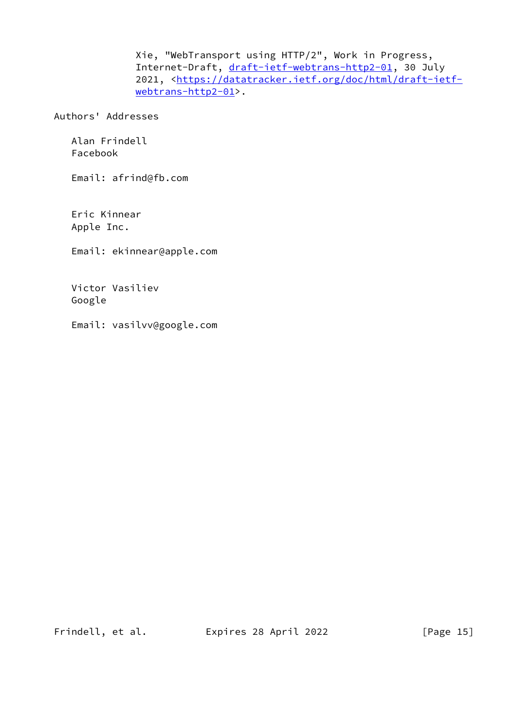Xie, "WebTransport using HTTP/2", Work in Progress, Internet-Draft, draft-ietf-webtrans-http2-01, 30 July 2021, <https://datatracker.ietf.org/doc/html/draft-ietf-webtrans-http2-01>.

## Authors' Addresses

Alan Frindell
Facebook

Email: afrind@fb.com

Eric Kinnear
Apple Inc.

Email: ekinnear@apple.com

Victor Vasiliev
Google

Email: vasilvv@google.com